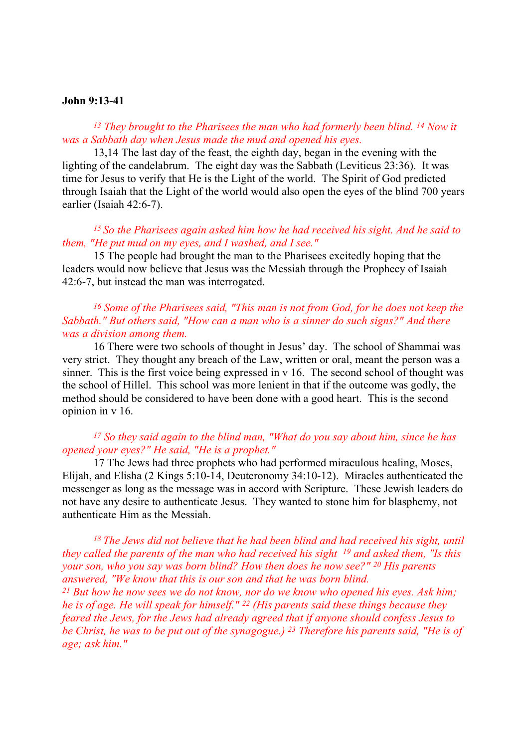**John 9:13-41**

*[13] They brought to the Pharisees the man who had formerly been blind. [14] Now it was a Sabbath day when Jesus made the mud and opened his eyes.*

13,14 The last day of the feast, the eighth day, began in the evening with the lighting of the candelabrum. The eight day was the Sabbath (Leviticus 23:36). It was time for Jesus to verify that He is the Light of the world. The Spirit of God predicted through Isaiah that the Light of the world would also open the eyes of the blind 700 years earlier (Isaiah 42:6-7).

*[15] So the Pharisees again asked him how he had received his sight. And he said to them, "He put mud on my eyes, and I washed, and I see."*

15 The people had brought the man to the Pharisees excitedly hoping that the leaders would now believe that Jesus was the Messiah through the Prophecy of Isaiah 42:6-7, but instead the man was interrogated.

*[16] Some of the Pharisees said, "This man is not from God, for he does not keep the Sabbath." But others said, "How can a man who is a sinner do such signs?" And there was a division among them.*

16 There were two schools of thought in Jesus' day. The school of Shammai was very strict. They thought any breach of the Law, written or oral, meant the person was a sinner. This is the first voice being expressed in v 16. The second school of thought was the school of Hillel. This school was more lenient in that if the outcome was godly, the method should be considered to have been done with a good heart. This is the second opinion in v 16.

*[17] So they said again to the blind man, "What do you say about him, since he has opened your eyes?" He said, "He is a prophet."*

17 The Jews had three prophets who had performed miraculous healing, Moses, Elijah, and Elisha (2 Kings 5:10-14, Deuteronomy 34:10-12). Miracles authenticated the messenger as long as the message was in accord with Scripture. These Jewish leaders do not have any desire to authenticate Jesus. They wanted to stone him for blasphemy, not authenticate Him as the Messiah.

*[18] The Jews did not believe that he had been blind and had received his sight, until they called the parents of the man who had received his sight [19] and asked them, "Is this your son, who you say was born blind? How then does he now see?" [20] His parents answered, "We know that this is our son and that he was born blind.*
*[21] But how he now sees we do not know, nor do we know who opened his eyes. Ask him; he is of age. He will speak for himself." [22] (His parents said these things because they feared the Jews, for the Jews had already agreed that if anyone should confess Jesus to be Christ, he was to be put out of the synagogue.) [23] Therefore his parents said, "He is of age; ask him."*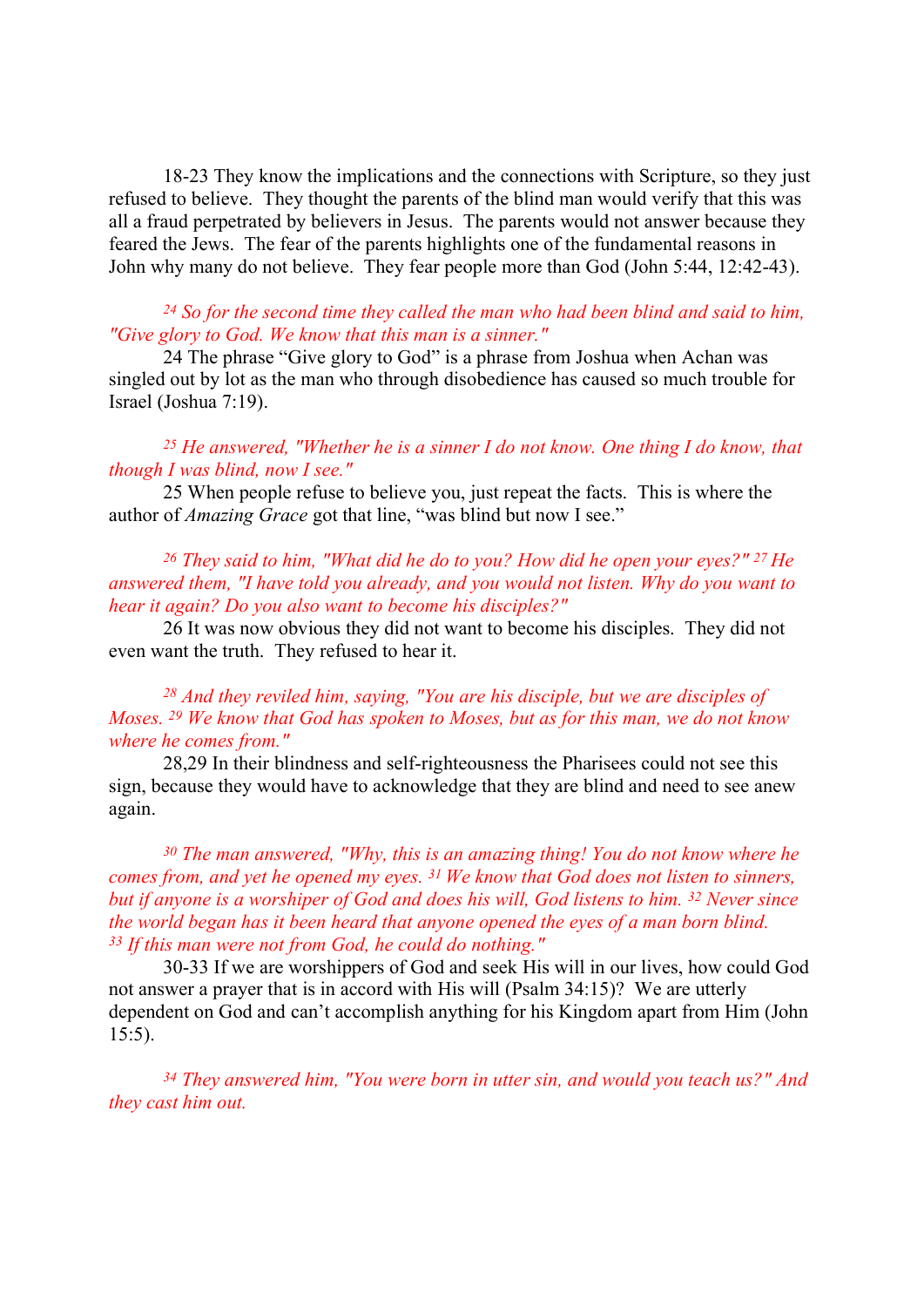18-23 They know the implications and the connections with Scripture, so they just refused to believe. They thought the parents of the blind man would verify that this was all a fraud perpetrated by believers in Jesus. The parents would not answer because they feared the Jews. The fear of the parents highlights one of the fundamental reasons in John why many do not believe. They fear people more than God (John 5:44, 12:42-43).

*24 So for the second time they called the man who had been blind and said to him, "Give glory to God. We know that this man is a sinner."*

24 The phrase "Give glory to God" is a phrase from Joshua when Achan was singled out by lot as the man who through disobedience has caused so much trouble for Israel (Joshua 7:19).

*25 He answered, "Whether he is a sinner I do not know. One thing I do know, that though I was blind, now I see."*

25 When people refuse to believe you, just repeat the facts. This is where the author of *Amazing Grace* got that line, "was blind but now I see."

*26 They said to him, "What did he do to you? How did he open your eyes?" 27 He answered them, "I have told you already, and you would not listen. Why do you want to hear it again? Do you also want to become his disciples?"*

26 It was now obvious they did not want to become his disciples. They did not even want the truth. They refused to hear it.

*28 And they reviled him, saying, "You are his disciple, but we are disciples of Moses. 29 We know that God has spoken to Moses, but as for this man, we do not know where he comes from."*

28,29 In their blindness and self-righteousness the Pharisees could not see this sign, because they would have to acknowledge that they are blind and need to see anew again.

*30 The man answered, "Why, this is an amazing thing! You do not know where he comes from, and yet he opened my eyes. 31 We know that God does not listen to sinners, but if anyone is a worshiper of God and does his will, God listens to him. 32 Never since the world began has it been heard that anyone opened the eyes of a man born blind. 33 If this man were not from God, he could do nothing."*

30-33 If we are worshippers of God and seek His will in our lives, how could God not answer a prayer that is in accord with His will (Psalm 34:15)? We are utterly dependent on God and can't accomplish anything for his Kingdom apart from Him (John 15:5).

*34 They answered him, "You were born in utter sin, and would you teach us?" And they cast him out.*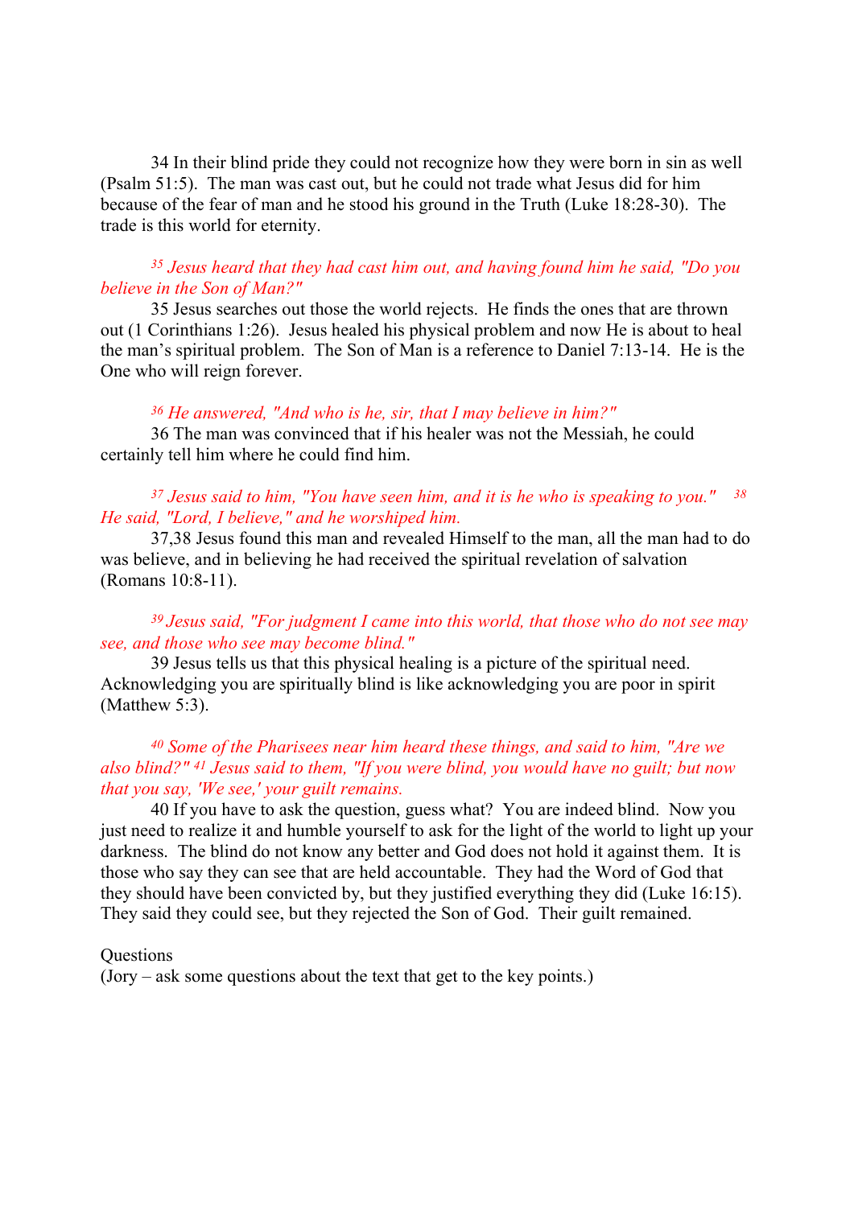34 In their blind pride they could not recognize how they were born in sin as well (Psalm 51:5). The man was cast out, but he could not trade what Jesus did for him because of the fear of man and he stood his ground in the Truth (Luke 18:28-30). The trade is this world for eternity.

*35 Jesus heard that they had cast him out, and having found him he said, "Do you believe in the Son of Man?"*

35 Jesus searches out those the world rejects. He finds the ones that are thrown out (1 Corinthians 1:26). Jesus healed his physical problem and now He is about to heal the man's spiritual problem. The Son of Man is a reference to Daniel 7:13-14. He is the One who will reign forever.

*36 He answered, "And who is he, sir, that I may believe in him?"*

36 The man was convinced that if his healer was not the Messiah, he could certainly tell him where he could find him.

*37 Jesus said to him, "You have seen him, and it is he who is speaking to you." 38 He said, "Lord, I believe," and he worshiped him.*

37,38 Jesus found this man and revealed Himself to the man, all the man had to do was believe, and in believing he had received the spiritual revelation of salvation (Romans 10:8-11).

*39 Jesus said, "For judgment I came into this world, that those who do not see may see, and those who see may become blind."*

39 Jesus tells us that this physical healing is a picture of the spiritual need. Acknowledging you are spiritually blind is like acknowledging you are poor in spirit (Matthew 5:3).

*40 Some of the Pharisees near him heard these things, and said to him, "Are we also blind?" 41 Jesus said to them, "If you were blind, you would have no guilt; but now that you say, 'We see,' your guilt remains.*

40 If you have to ask the question, guess what? You are indeed blind. Now you just need to realize it and humble yourself to ask for the light of the world to light up your darkness. The blind do not know any better and God does not hold it against them. It is those who say they can see that are held accountable. They had the Word of God that they should have been convicted by, but they justified everything they did (Luke 16:15). They said they could see, but they rejected the Son of God. Their guilt remained.

Questions
(Jory – ask some questions about the text that get to the key points.)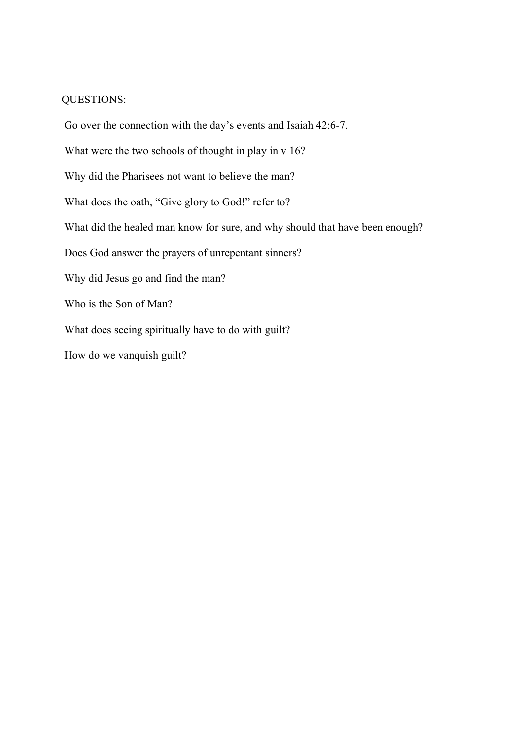QUESTIONS:

Go over the connection with the day’s events and Isaiah 42:6-7.

What were the two schools of thought in play in v 16?

Why did the Pharisees not want to believe the man?

What does the oath, “Give glory to God!” refer to?

What did the healed man know for sure, and why should that have been enough?

Does God answer the prayers of unrepentant sinners?

Why did Jesus go and find the man?

Who is the Son of Man?

What does seeing spiritually have to do with guilt?

How do we vanquish guilt?